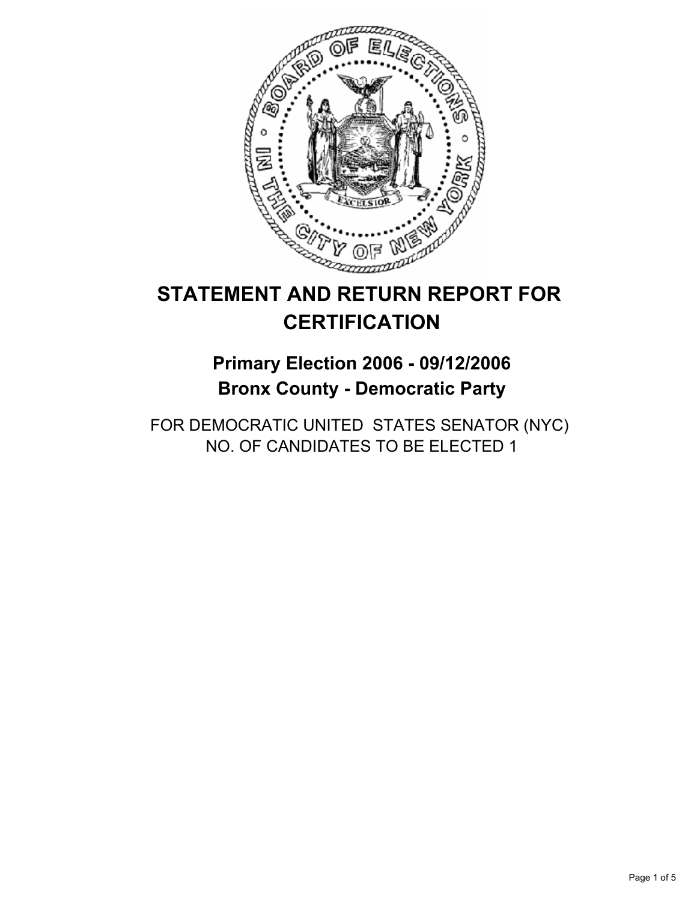# STATEMENT AND RETURN REPORT FOR CERTIFICATION

## Primary Election 2006 - 09/12/2006
## Bronx County - Democratic Party

FOR DEMOCRATIC UNITED STATES SENATOR (NYC)
NO. OF CANDIDATES TO BE ELECTED 1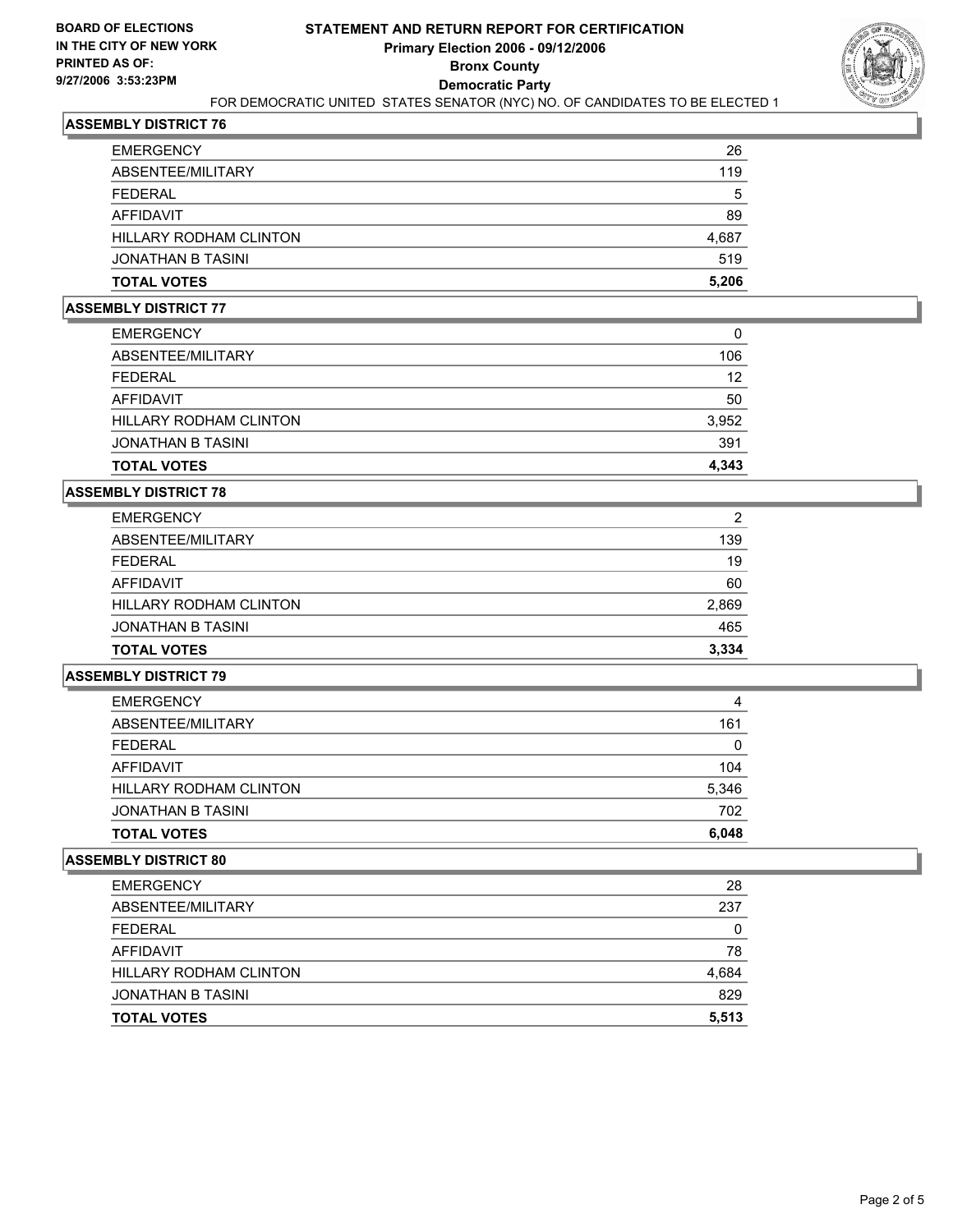**BOARD OF ELECTIONS IN THE CITY OF NEW YORK PRINTED AS OF: 9/27/2006 3:53:23PM**

# STATEMENT AND RETURN REPORT FOR CERTIFICATION

## Primary Election 2006 - 09/12/2006

## Bronx County

## Democratic Party

FOR DEMOCRATIC UNITED STATES SENATOR (NYC) NO. OF CANDIDATES TO BE ELECTED 1

### ASSEMBLY DISTRICT 76

| | |
|---|---|
| EMERGENCY | 26 |
| ABSENTEE/MILITARY | 119 |
| FEDERAL | 5 |
| AFFIDAVIT | 89 |
| HILLARY RODHAM CLINTON | 4,687 |
| JONATHAN B TASINI | 519 |
| **TOTAL VOTES** | **5,206** |

### ASSEMBLY DISTRICT 77

| | |
|---|---|
| EMERGENCY | 0 |
| ABSENTEE/MILITARY | 106 |
| FEDERAL | 12 |
| AFFIDAVIT | 50 |
| HILLARY RODHAM CLINTON | 3,952 |
| JONATHAN B TASINI | 391 |
| **TOTAL VOTES** | **4,343** |

### ASSEMBLY DISTRICT 78

| | |
|---|---|
| EMERGENCY | 2 |
| ABSENTEE/MILITARY | 139 |
| FEDERAL | 19 |
| AFFIDAVIT | 60 |
| HILLARY RODHAM CLINTON | 2,869 |
| JONATHAN B TASINI | 465 |
| **TOTAL VOTES** | **3,334** |

### ASSEMBLY DISTRICT 79

| | |
|---|---|
| EMERGENCY | 4 |
| ABSENTEE/MILITARY | 161 |
| FEDERAL | 0 |
| AFFIDAVIT | 104 |
| HILLARY RODHAM CLINTON | 5,346 |
| JONATHAN B TASINI | 702 |
| **TOTAL VOTES** | **6,048** |

### ASSEMBLY DISTRICT 80

| | |
|---|---|
| EMERGENCY | 28 |
| ABSENTEE/MILITARY | 237 |
| FEDERAL | 0 |
| AFFIDAVIT | 78 |
| HILLARY RODHAM CLINTON | 4,684 |
| JONATHAN B TASINI | 829 |
| **TOTAL VOTES** | **5,513** |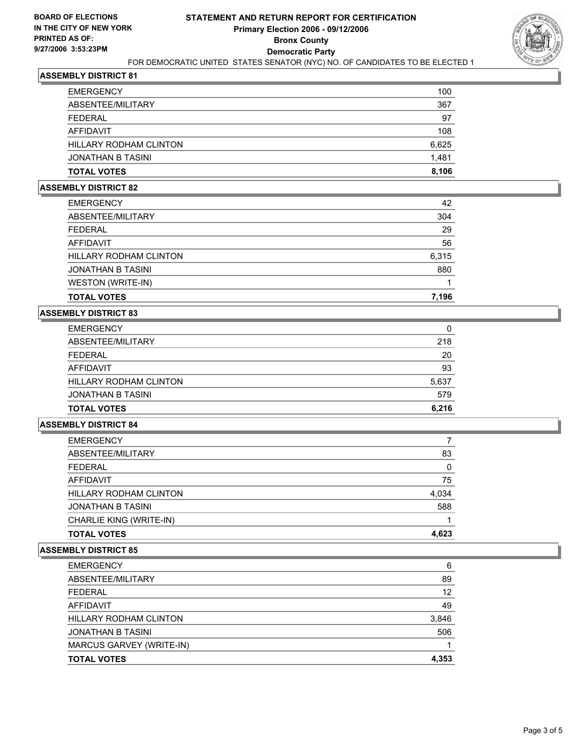**BOARD OF ELECTIONS IN THE CITY OF NEW YORK PRINTED AS OF: 9/27/2006 3:53:23PM**

# STATEMENT AND RETURN REPORT FOR CERTIFICATION
## Primary Election 2006 - 09/12/2006
## Bronx County
## Democratic Party

FOR DEMOCRATIC UNITED STATES SENATOR (NYC) NO. OF CANDIDATES TO BE ELECTED 1

### ASSEMBLY DISTRICT 81

| | |
|---|---|
| EMERGENCY | 100 |
| ABSENTEE/MILITARY | 367 |
| FEDERAL | 97 |
| AFFIDAVIT | 108 |
| HILLARY RODHAM CLINTON | 6,625 |
| JONATHAN B TASINI | 1,481 |
| **TOTAL VOTES** | **8,106** |

### ASSEMBLY DISTRICT 82

| | |
|---|---|
| EMERGENCY | 42 |
| ABSENTEE/MILITARY | 304 |
| FEDERAL | 29 |
| AFFIDAVIT | 56 |
| HILLARY RODHAM CLINTON | 6,315 |
| JONATHAN B TASINI | 880 |
| WESTON (WRITE-IN) | 1 |
| **TOTAL VOTES** | **7,196** |

### ASSEMBLY DISTRICT 83

| | |
|---|---|
| EMERGENCY | 0 |
| ABSENTEE/MILITARY | 218 |
| FEDERAL | 20 |
| AFFIDAVIT | 93 |
| HILLARY RODHAM CLINTON | 5,637 |
| JONATHAN B TASINI | 579 |
| **TOTAL VOTES** | **6,216** |

### ASSEMBLY DISTRICT 84

| | |
|---|---|
| EMERGENCY | 7 |
| ABSENTEE/MILITARY | 83 |
| FEDERAL | 0 |
| AFFIDAVIT | 75 |
| HILLARY RODHAM CLINTON | 4,034 |
| JONATHAN B TASINI | 588 |
| CHARLIE KING (WRITE-IN) | 1 |
| **TOTAL VOTES** | **4,623** |

### ASSEMBLY DISTRICT 85

| | |
|---|---|
| EMERGENCY | 6 |
| ABSENTEE/MILITARY | 89 |
| FEDERAL | 12 |
| AFFIDAVIT | 49 |
| HILLARY RODHAM CLINTON | 3,846 |
| JONATHAN B TASINI | 506 |
| MARCUS GARVEY (WRITE-IN) | 1 |
| **TOTAL VOTES** | **4,353** |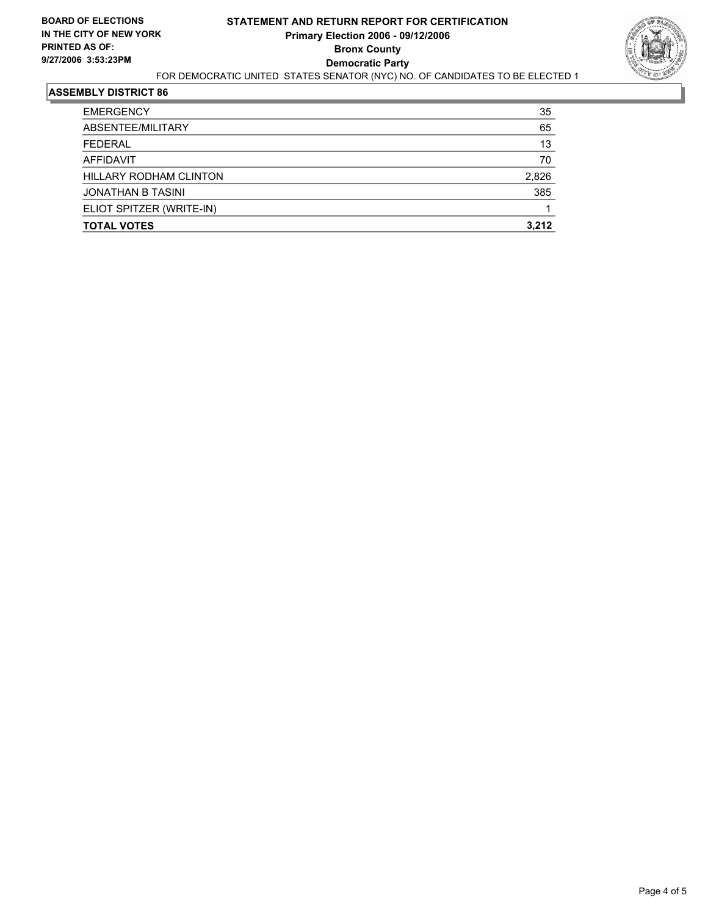**BOARD OF ELECTIONS IN THE CITY OF NEW YORK**
**PRINTED AS OF: 9/27/2006 3:53:23PM**

# STATEMENT AND RETURN REPORT FOR CERTIFICATION
## Primary Election 2006 - 09/12/2006
## Bronx County
## Democratic Party

FOR DEMOCRATIC UNITED STATES SENATOR (NYC) NO. OF CANDIDATES TO BE ELECTED 1

### ASSEMBLY DISTRICT 86

| | |
|---|---|
| EMERGENCY | 35 |
| ABSENTEE/MILITARY | 65 |
| FEDERAL | 13 |
| AFFIDAVIT | 70 |
| HILLARY RODHAM CLINTON | 2,826 |
| JONATHAN B TASINI | 385 |
| ELIOT SPITZER (WRITE-IN) | 1 |
| **TOTAL VOTES** | **3,212** |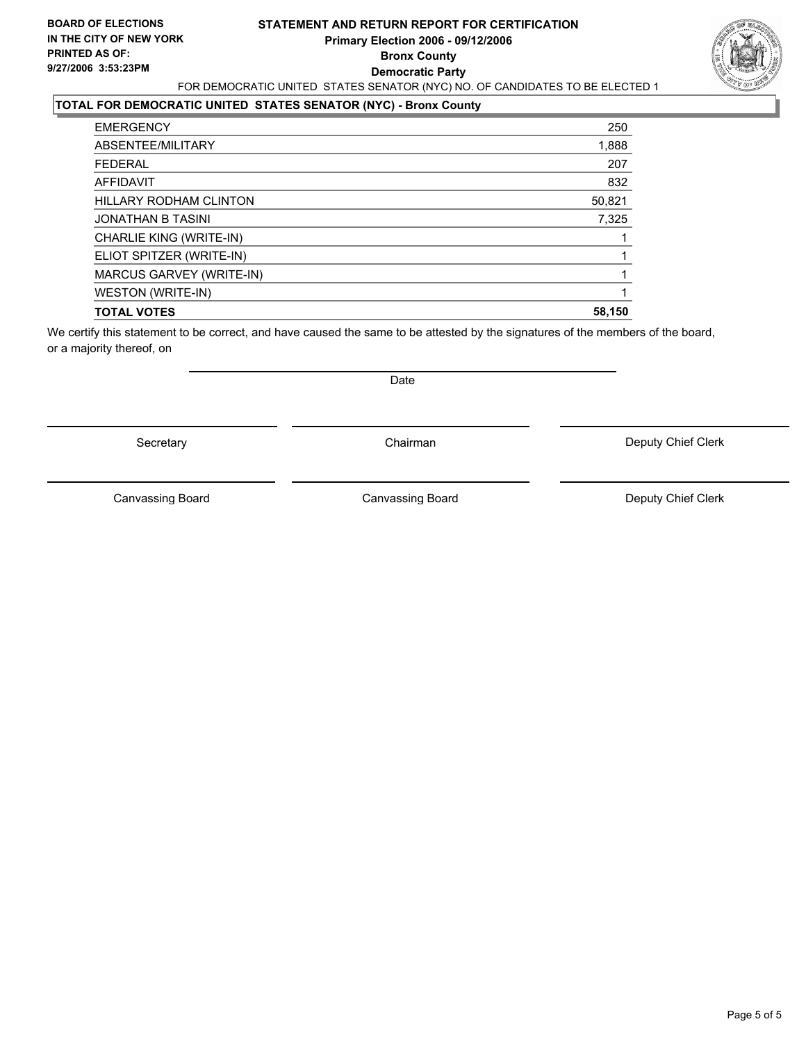BOARD OF ELECTIONS
IN THE CITY OF NEW YORK
PRINTED AS OF:
9/27/2006 3:53:23PM

**STATEMENT AND RETURN REPORT FOR CERTIFICATION**
**Primary Election 2006 - 09/12/2006**
**Bronx County**
**Democratic Party**

FOR DEMOCRATIC UNITED STATES SENATOR (NYC) NO. OF CANDIDATES TO BE ELECTED 1

**TOTAL FOR DEMOCRATIC UNITED STATES SENATOR (NYC) - Bronx County**

| | |
|---|---|
| EMERGENCY | 250 |
| ABSENTEE/MILITARY | 1,888 |
| FEDERAL | 207 |
| AFFIDAVIT | 832 |
| HILLARY RODHAM CLINTON | 50,821 |
| JONATHAN B TASINI | 7,325 |
| CHARLIE KING (WRITE-IN) | 1 |
| ELIOT SPITZER (WRITE-IN) | 1 |
| MARCUS GARVEY (WRITE-IN) | 1 |
| WESTON (WRITE-IN) | 1 |
| **TOTAL VOTES** | **58,150** |

We certify this statement to be correct, and have caused the same to be attested by the signatures of the members of the board, or a majority thereof, on

Date

Secretary | Chairman | Deputy Chief Clerk

Canvassing Board | Canvassing Board | Deputy Chief Clerk